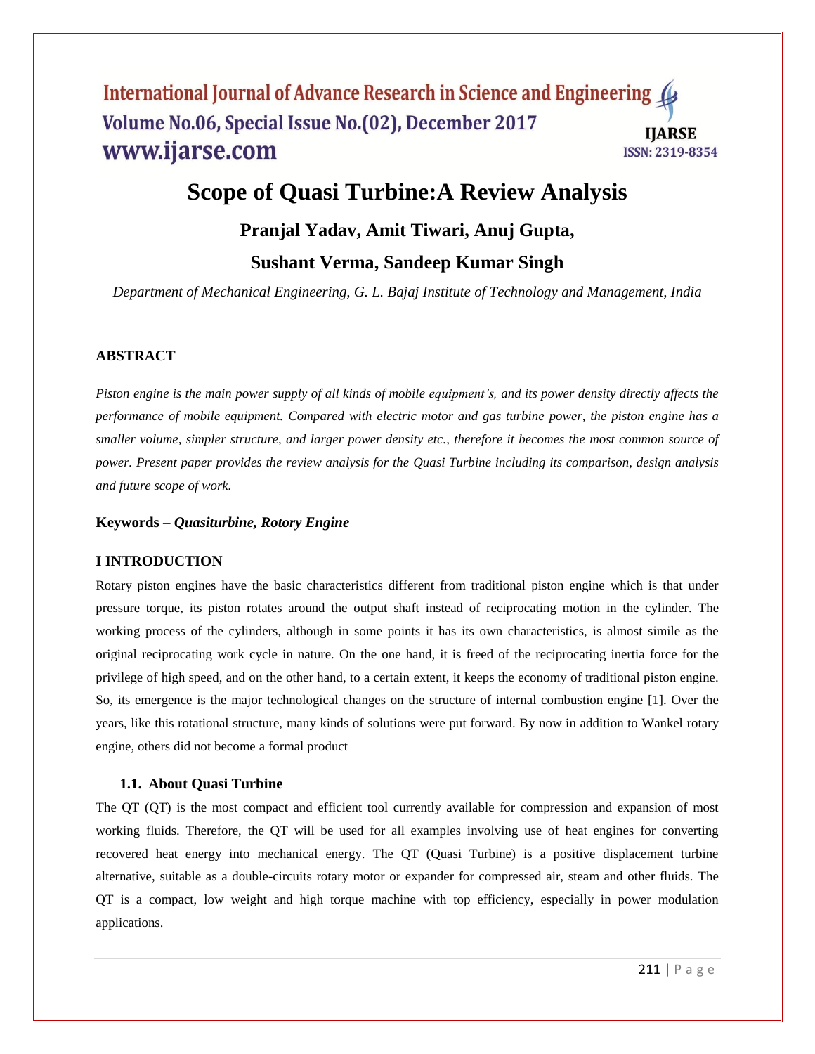# Scope of Quasi Turbine:A Review Analysis

**Pranjal Yadav, Amit Tiwari, Anuj Gupta,**

**Sushant Verma, Sandeep Kumar Singh**

*Department of Mechanical Engineering, G. L. Bajaj Institute of Technology and Management, India*

## ABSTRACT

*Piston engine is the main power supply of all kinds of mobile equipment's, and its power density directly affects the performance of mobile equipment. Compared with electric motor and gas turbine power, the piston engine has a smaller volume, simpler structure, and larger power density etc., therefore it becomes the most common source of power. Present paper provides the review analysis for the Quasi Turbine including its comparison, design analysis and future scope of work.*

**Keywords –** ***Quasiturbine, Rotory Engine***

## I INTRODUCTION

Rotary piston engines have the basic characteristics different from traditional piston engine which is that under pressure torque, its piston rotates around the output shaft instead of reciprocating motion in the cylinder. The working process of the cylinders, although in some points it has its own characteristics, is almost simile as the original reciprocating work cycle in nature. On the one hand, it is freed of the reciprocating inertia force for the privilege of high speed, and on the other hand, to a certain extent, it keeps the economy of traditional piston engine. So, its emergence is the major technological changes on the structure of internal combustion engine [1]. Over the years, like this rotational structure, many kinds of solutions were put forward. By now in addition to Wankel rotary engine, others did not become a formal product

### 1.1. About Quasi Turbine

The QT (QT) is the most compact and efficient tool currently available for compression and expansion of most working fluids. Therefore, the QT will be used for all examples involving use of heat engines for converting recovered heat energy into mechanical energy. The QT (Quasi Turbine) is a positive displacement turbine alternative, suitable as a double-circuits rotary motor or expander for compressed air, steam and other fluids. The QT is a compact, low weight and high torque machine with top efficiency, especially in power modulation applications.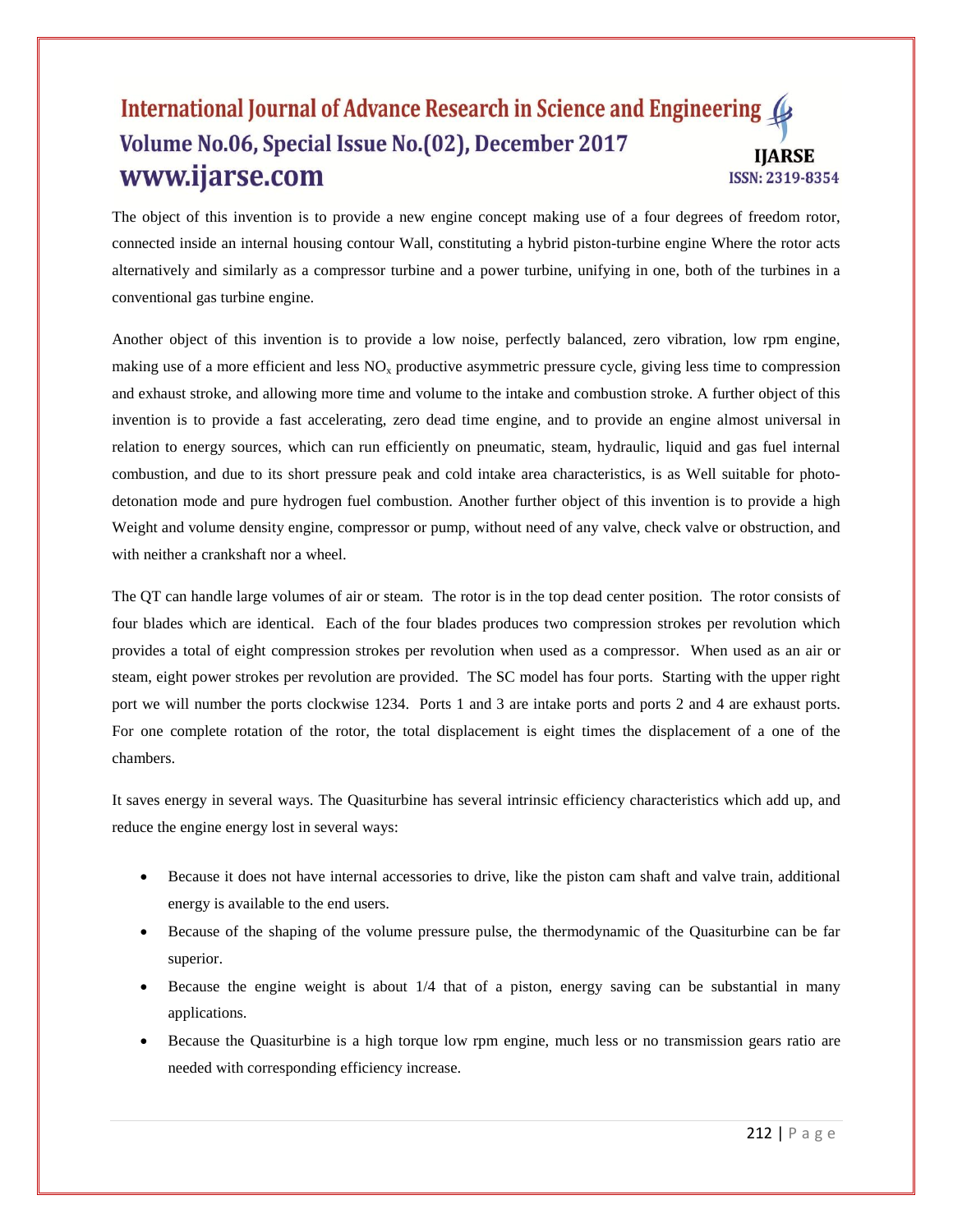The object of this invention is to provide a new engine concept making use of a four degrees of freedom rotor, connected inside an internal housing contour Wall, constituting a hybrid piston-turbine engine Where the rotor acts alternatively and similarly as a compressor turbine and a power turbine, unifying in one, both of the turbines in a conventional gas turbine engine.

Another object of this invention is to provide a low noise, perfectly balanced, zero vibration, low rpm engine, making use of a more efficient and less $NO_x$ productive asymmetric pressure cycle, giving less time to compression and exhaust stroke, and allowing more time and volume to the intake and combustion stroke. A further object of this invention is to provide a fast accelerating, zero dead time engine, and to provide an engine almost universal in relation to energy sources, which can run efficiently on pneumatic, steam, hydraulic, liquid and gas fuel internal combustion, and due to its short pressure peak and cold intake area characteristics, is as Well suitable for photo-detonation mode and pure hydrogen fuel combustion. Another further object of this invention is to provide a high Weight and volume density engine, compressor or pump, without need of any valve, check valve or obstruction, and with neither a crankshaft nor a wheel.

The QT can handle large volumes of air or steam. The rotor is in the top dead center position. The rotor consists of four blades which are identical. Each of the four blades produces two compression strokes per revolution which provides a total of eight compression strokes per revolution when used as a compressor. When used as an air or steam, eight power strokes per revolution are provided. The SC model has four ports. Starting with the upper right port we will number the ports clockwise 1234. Ports 1 and 3 are intake ports and ports 2 and 4 are exhaust ports. For one complete rotation of the rotor, the total displacement is eight times the displacement of a one of the chambers.

It saves energy in several ways. The Quasiturbine has several intrinsic efficiency characteristics which add up, and reduce the engine energy lost in several ways:

- Because it does not have internal accessories to drive, like the piston cam shaft and valve train, additional energy is available to the end users.
- Because of the shaping of the volume pressure pulse, the thermodynamic of the Quasiturbine can be far superior.
- Because the engine weight is about 1/4 that of a piston, energy saving can be substantial in many applications.
- Because the Quasiturbine is a high torque low rpm engine, much less or no transmission gears ratio are needed with corresponding efficiency increase.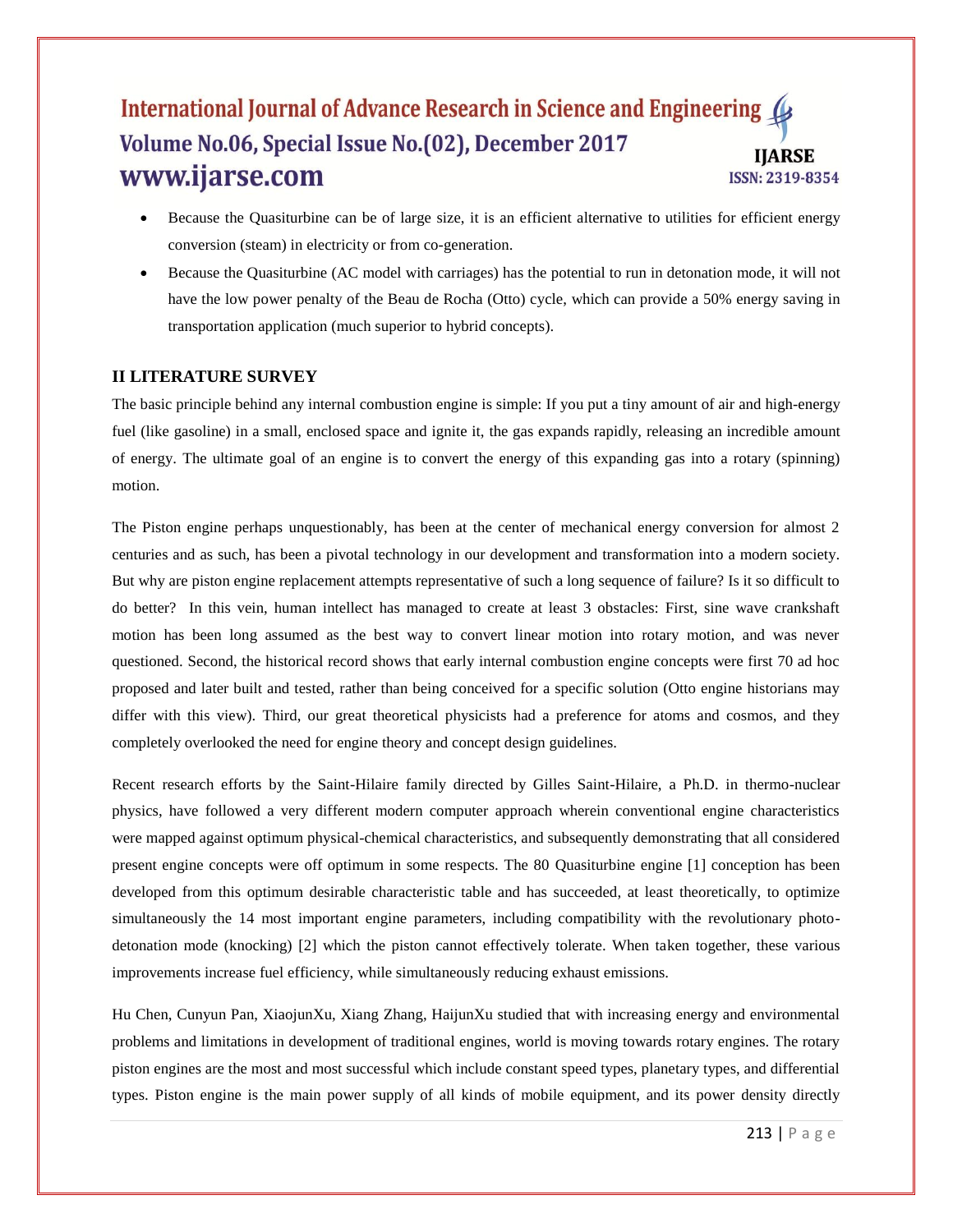- Because the Quasiturbine can be of large size, it is an efficient alternative to utilities for efficient energy conversion (steam) in electricity or from co-generation.
- Because the Quasiturbine (AC model with carriages) has the potential to run in detonation mode, it will not have the low power penalty of the Beau de Rocha (Otto) cycle, which can provide a 50% energy saving in transportation application (much superior to hybrid concepts).

## II LITERATURE SURVEY

The basic principle behind any internal combustion engine is simple: If you put a tiny amount of air and high-energy fuel (like gasoline) in a small, enclosed space and ignite it, the gas expands rapidly, releasing an incredible amount of energy. The ultimate goal of an engine is to convert the energy of this expanding gas into a rotary (spinning) motion.

The Piston engine perhaps unquestionably, has been at the center of mechanical energy conversion for almost 2 centuries and as such, has been a pivotal technology in our development and transformation into a modern society. But why are piston engine replacement attempts representative of such a long sequence of failure? Is it so difficult to do better? In this vein, human intellect has managed to create at least 3 obstacles: First, sine wave crankshaft motion has been long assumed as the best way to convert linear motion into rotary motion, and was never questioned. Second, the historical record shows that early internal combustion engine concepts were first 70 ad hoc proposed and later built and tested, rather than being conceived for a specific solution (Otto engine historians may differ with this view). Third, our great theoretical physicists had a preference for atoms and cosmos, and they completely overlooked the need for engine theory and concept design guidelines.

Recent research efforts by the Saint-Hilaire family directed by Gilles Saint-Hilaire, a Ph.D. in thermo-nuclear physics, have followed a very different modern computer approach wherein conventional engine characteristics were mapped against optimum physical-chemical characteristics, and subsequently demonstrating that all considered present engine concepts were off optimum in some respects. The 80 Quasiturbine engine [1] conception has been developed from this optimum desirable characteristic table and has succeeded, at least theoretically, to optimize simultaneously the 14 most important engine parameters, including compatibility with the revolutionary photo-detonation mode (knocking) [2] which the piston cannot effectively tolerate. When taken together, these various improvements increase fuel efficiency, while simultaneously reducing exhaust emissions.

Hu Chen, Cunyun Pan, XiaojunXu, Xiang Zhang, HaijunXu studied that with increasing energy and environmental problems and limitations in development of traditional engines, world is moving towards rotary engines. The rotary piston engines are the most and most successful which include constant speed types, planetary types, and differential types. Piston engine is the main power supply of all kinds of mobile equipment, and its power density directly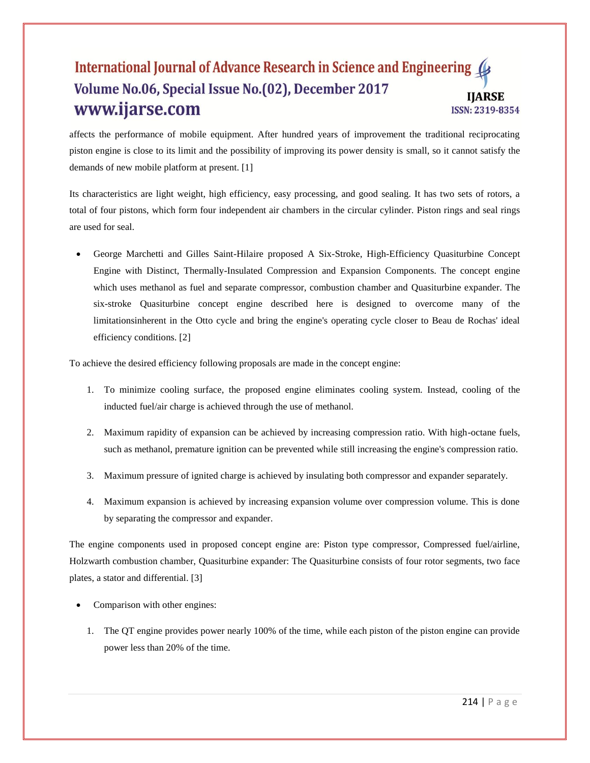affects the performance of mobile equipment. After hundred years of improvement the traditional reciprocating piston engine is close to its limit and the possibility of improving its power density is small, so it cannot satisfy the demands of new mobile platform at present. [1]

Its characteristics are light weight, high efficiency, easy processing, and good sealing. It has two sets of rotors, a total of four pistons, which form four independent air chambers in the circular cylinder. Piston rings and seal rings are used for seal.

- George Marchetti and Gilles Saint-Hilaire proposed A Six-Stroke, High-Efficiency Quasiturbine Concept Engine with Distinct, Thermally-Insulated Compression and Expansion Components. The concept engine which uses methanol as fuel and separate compressor, combustion chamber and Quasiturbine expander. The six-stroke Quasiturbine concept engine described here is designed to overcome many of the limitationsinherent in the Otto cycle and bring the engine's operating cycle closer to Beau de Rochas' ideal efficiency conditions. [2]

To achieve the desired efficiency following proposals are made in the concept engine:

1. To minimize cooling surface, the proposed engine eliminates cooling system. Instead, cooling of the inducted fuel/air charge is achieved through the use of methanol.
2. Maximum rapidity of expansion can be achieved by increasing compression ratio. With high-octane fuels, such as methanol, premature ignition can be prevented while still increasing the engine's compression ratio.
3. Maximum pressure of ignited charge is achieved by insulating both compressor and expander separately.
4. Maximum expansion is achieved by increasing expansion volume over compression volume. This is done by separating the compressor and expander.

The engine components used in proposed concept engine are: Piston type compressor, Compressed fuel/airline, Holzwarth combustion chamber, Quasiturbine expander: The Quasiturbine consists of four rotor segments, two face plates, a stator and differential. [3]

- Comparison with other engines:

1. The QT engine provides power nearly 100% of the time, while each piston of the piston engine can provide power less than 20% of the time.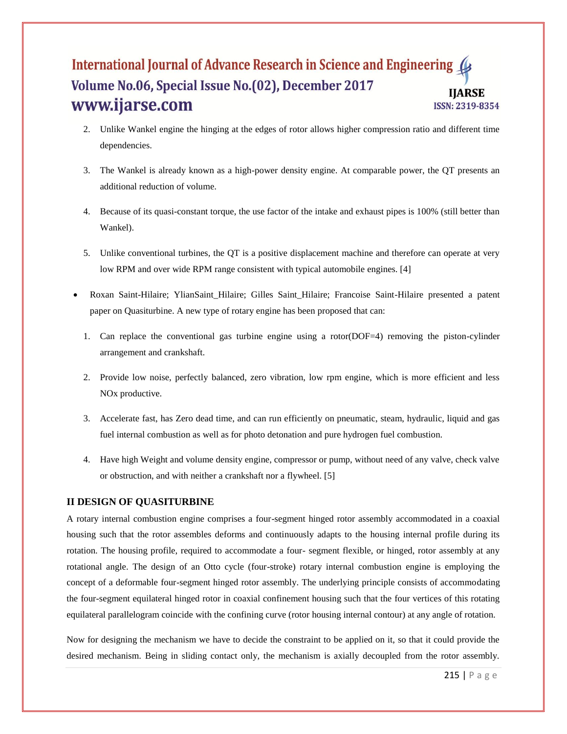2. Unlike Wankel engine the hinging at the edges of rotor allows higher compression ratio and different time dependencies.

3. The Wankel is already known as a high-power density engine. At comparable power, the QT presents an additional reduction of volume.

4. Because of its quasi-constant torque, the use factor of the intake and exhaust pipes is 100% (still better than Wankel).

5. Unlike conventional turbines, the QT is a positive displacement machine and therefore can operate at very low RPM and over wide RPM range consistent with typical automobile engines. [4]

- Roxan Saint-Hilaire; YlianSaint_Hilaire; Gilles Saint_Hilaire; Francoise Saint-Hilaire presented a patent paper on Quasiturbine. A new type of rotary engine has been proposed that can:

1. Can replace the conventional gas turbine engine using a rotor(DOF=4) removing the piston-cylinder arrangement and crankshaft.

2. Provide low noise, perfectly balanced, zero vibration, low rpm engine, which is more efficient and less NOx productive.

3. Accelerate fast, has Zero dead time, and can run efficiently on pneumatic, steam, hydraulic, liquid and gas fuel internal combustion as well as for photo detonation and pure hydrogen fuel combustion.

4. Have high Weight and volume density engine, compressor or pump, without need of any valve, check valve or obstruction, and with neither a crankshaft nor a flywheel. [5]

## II DESIGN OF QUASITURBINE

A rotary internal combustion engine comprises a four-segment hinged rotor assembly accommodated in a coaxial housing such that the rotor assembles deforms and continuously adapts to the housing internal profile during its rotation. The housing profile, required to accommodate a four- segment flexible, or hinged, rotor assembly at any rotational angle. The design of an Otto cycle (four-stroke) rotary internal combustion engine is employing the concept of a deformable four-segment hinged rotor assembly. The underlying principle consists of accommodating the four-segment equilateral hinged rotor in coaxial confinement housing such that the four vertices of this rotating equilateral parallelogram coincide with the confining curve (rotor housing internal contour) at any angle of rotation.

Now for designing the mechanism we have to decide the constraint to be applied on it, so that it could provide the desired mechanism. Being in sliding contact only, the mechanism is axially decoupled from the rotor assembly.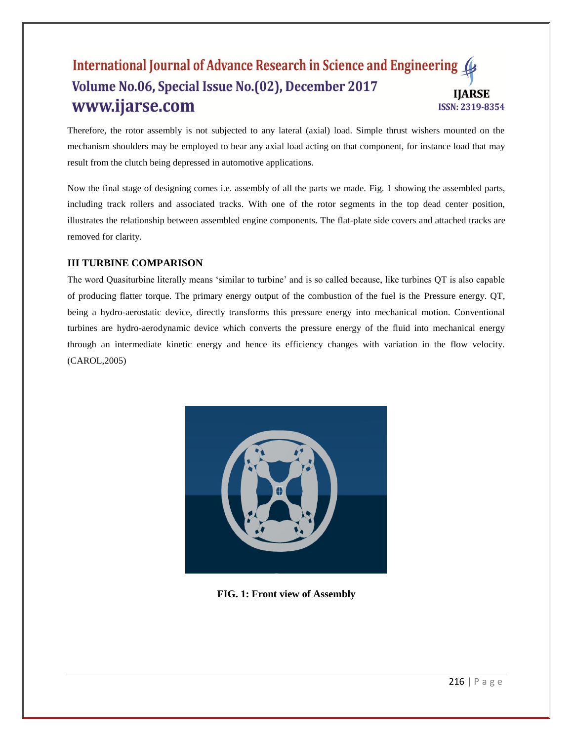Therefore, the rotor assembly is not subjected to any lateral (axial) load. Simple thrust wishers mounted on the mechanism shoulders may be employed to bear any axial load acting on that component, for instance load that may result from the clutch being depressed in automotive applications.

Now the final stage of designing comes i.e. assembly of all the parts we made. Fig. 1 showing the assembled parts, including track rollers and associated tracks. With one of the rotor segments in the top dead center position, illustrates the relationship between assembled engine components. The flat-plate side covers and attached tracks are removed for clarity.

### III TURBINE COMPARISON

The word Quasiturbine literally means 'similar to turbine' and is so called because, like turbines QT is also capable of producing flatter torque. The primary energy output of the combustion of the fuel is the Pressure energy. QT, being a hydro-aerostatic device, directly transforms this pressure energy into mechanical motion. Conventional turbines are hydro-aerodynamic device which converts the pressure energy of the fluid into mechanical energy through an intermediate kinetic energy and hence its efficiency changes with variation in the flow velocity. (CAROL,2005)

**FIG. 1: Front view of Assembly**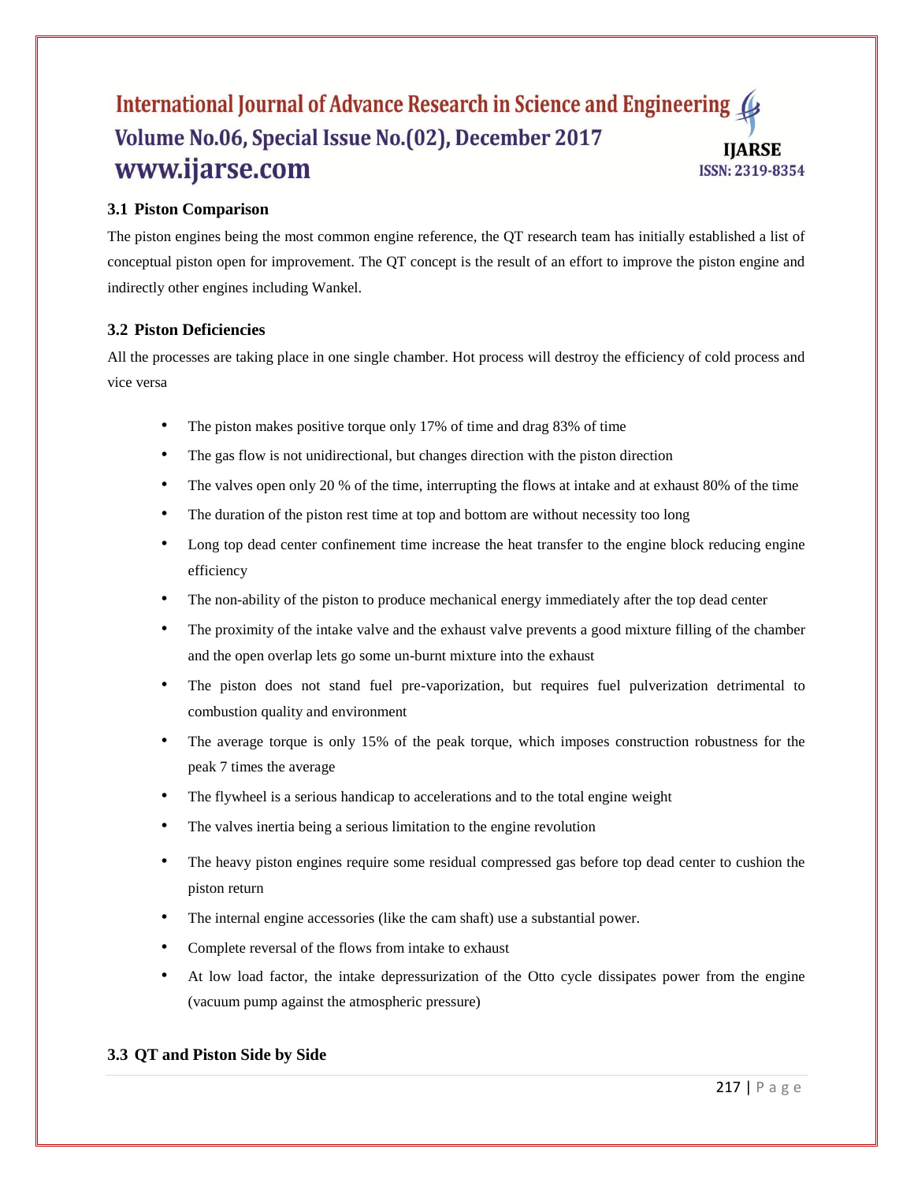### 3.1 Piston Comparison

The piston engines being the most common engine reference, the QT research team has initially established a list of conceptual piston open for improvement. The QT concept is the result of an effort to improve the piston engine and indirectly other engines including Wankel.

### 3.2 Piston Deficiencies

All the processes are taking place in one single chamber. Hot process will destroy the efficiency of cold process and vice versa

- The piston makes positive torque only 17% of time and drag 83% of time
- The gas flow is not unidirectional, but changes direction with the piston direction
- The valves open only 20 % of the time, interrupting the flows at intake and at exhaust 80% of the time
- The duration of the piston rest time at top and bottom are without necessity too long
- Long top dead center confinement time increase the heat transfer to the engine block reducing engine efficiency
- The non-ability of the piston to produce mechanical energy immediately after the top dead center
- The proximity of the intake valve and the exhaust valve prevents a good mixture filling of the chamber and the open overlap lets go some un-burnt mixture into the exhaust
- The piston does not stand fuel pre-vaporization, but requires fuel pulverization detrimental to combustion quality and environment
- The average torque is only 15% of the peak torque, which imposes construction robustness for the peak 7 times the average
- The flywheel is a serious handicap to accelerations and to the total engine weight
- The valves inertia being a serious limitation to the engine revolution
- The heavy piston engines require some residual compressed gas before top dead center to cushion the piston return
- The internal engine accessories (like the cam shaft) use a substantial power.
- Complete reversal of the flows from intake to exhaust
- At low load factor, the intake depressurization of the Otto cycle dissipates power from the engine (vacuum pump against the atmospheric pressure)

### 3.3 QT and Piston Side by Side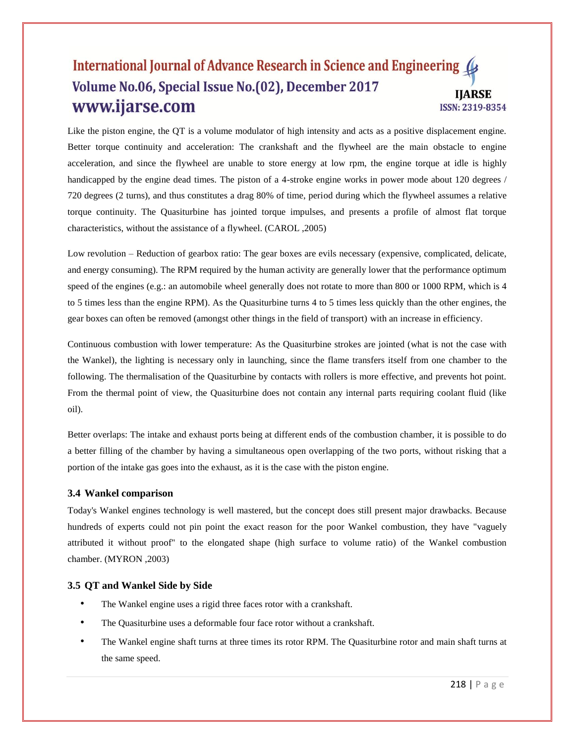Like the piston engine, the QT is a volume modulator of high intensity and acts as a positive displacement engine. Better torque continuity and acceleration: The crankshaft and the flywheel are the main obstacle to engine acceleration, and since the flywheel are unable to store energy at low rpm, the engine torque at idle is highly handicapped by the engine dead times. The piston of a 4-stroke engine works in power mode about 120 degrees / 720 degrees (2 turns), and thus constitutes a drag 80% of time, period during which the flywheel assumes a relative torque continuity. The Quasiturbine has jointed torque impulses, and presents a profile of almost flat torque characteristics, without the assistance of a flywheel. (CAROL ,2005)

Low revolution – Reduction of gearbox ratio: The gear boxes are evils necessary (expensive, complicated, delicate, and energy consuming). The RPM required by the human activity are generally lower that the performance optimum speed of the engines (e.g.: an automobile wheel generally does not rotate to more than 800 or 1000 RPM, which is 4 to 5 times less than the engine RPM). As the Quasiturbine turns 4 to 5 times less quickly than the other engines, the gear boxes can often be removed (amongst other things in the field of transport) with an increase in efficiency.

Continuous combustion with lower temperature: As the Quasiturbine strokes are jointed (what is not the case with the Wankel), the lighting is necessary only in launching, since the flame transfers itself from one chamber to the following. The thermalisation of the Quasiturbine by contacts with rollers is more effective, and prevents hot point. From the thermal point of view, the Quasiturbine does not contain any internal parts requiring coolant fluid (like oil).

Better overlaps: The intake and exhaust ports being at different ends of the combustion chamber, it is possible to do a better filling of the chamber by having a simultaneous open overlapping of the two ports, without risking that a portion of the intake gas goes into the exhaust, as it is the case with the piston engine.

### 3.4 Wankel comparison

Today's Wankel engines technology is well mastered, but the concept does still present major drawbacks. Because hundreds of experts could not pin point the exact reason for the poor Wankel combustion, they have "vaguely attributed it without proof" to the elongated shape (high surface to volume ratio) of the Wankel combustion chamber. (MYRON ,2003)

### 3.5 QT and Wankel Side by Side

- The Wankel engine uses a rigid three faces rotor with a crankshaft.
- The Quasiturbine uses a deformable four face rotor without a crankshaft.
- The Wankel engine shaft turns at three times its rotor RPM. The Quasiturbine rotor and main shaft turns at the same speed.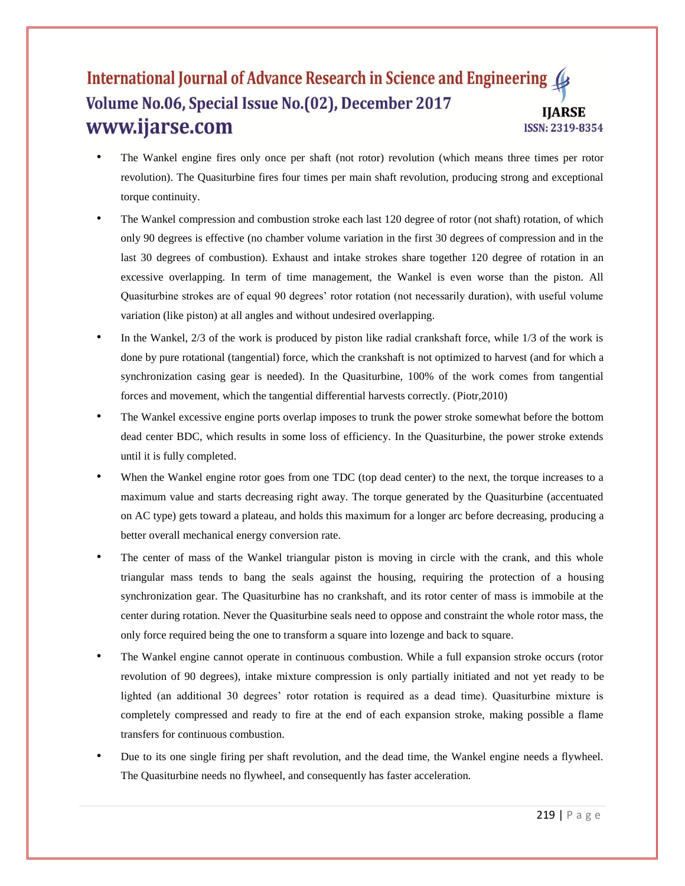- The Wankel engine fires only once per shaft (not rotor) revolution (which means three times per rotor revolution). The Quasiturbine fires four times per main shaft revolution, producing strong and exceptional torque continuity.
- The Wankel compression and combustion stroke each last 120 degree of rotor (not shaft) rotation, of which only 90 degrees is effective (no chamber volume variation in the first 30 degrees of compression and in the last 30 degrees of combustion). Exhaust and intake strokes share together 120 degree of rotation in an excessive overlapping. In term of time management, the Wankel is even worse than the piston. All Quasiturbine strokes are of equal 90 degrees' rotor rotation (not necessarily duration), with useful volume variation (like piston) at all angles and without undesired overlapping.
- In the Wankel, 2/3 of the work is produced by piston like radial crankshaft force, while 1/3 of the work is done by pure rotational (tangential) force, which the crankshaft is not optimized to harvest (and for which a synchronization casing gear is needed). In the Quasiturbine, 100% of the work comes from tangential forces and movement, which the tangential differential harvests correctly. (Piotr,2010)
- The Wankel excessive engine ports overlap imposes to trunk the power stroke somewhat before the bottom dead center BDC, which results in some loss of efficiency. In the Quasiturbine, the power stroke extends until it is fully completed.
- When the Wankel engine rotor goes from one TDC (top dead center) to the next, the torque increases to a maximum value and starts decreasing right away. The torque generated by the Quasiturbine (accentuated on AC type) gets toward a plateau, and holds this maximum for a longer arc before decreasing, producing a better overall mechanical energy conversion rate.
- The center of mass of the Wankel triangular piston is moving in circle with the crank, and this whole triangular mass tends to bang the seals against the housing, requiring the protection of a housing synchronization gear. The Quasiturbine has no crankshaft, and its rotor center of mass is immobile at the center during rotation. Never the Quasiturbine seals need to oppose and constraint the whole rotor mass, the only force required being the one to transform a square into lozenge and back to square.
- The Wankel engine cannot operate in continuous combustion. While a full expansion stroke occurs (rotor revolution of 90 degrees), intake mixture compression is only partially initiated and not yet ready to be lighted (an additional 30 degrees' rotor rotation is required as a dead time). Quasiturbine mixture is completely compressed and ready to fire at the end of each expansion stroke, making possible a flame transfers for continuous combustion.
- Due to its one single firing per shaft revolution, and the dead time, the Wankel engine needs a flywheel. The Quasiturbine needs no flywheel, and consequently has faster acceleration.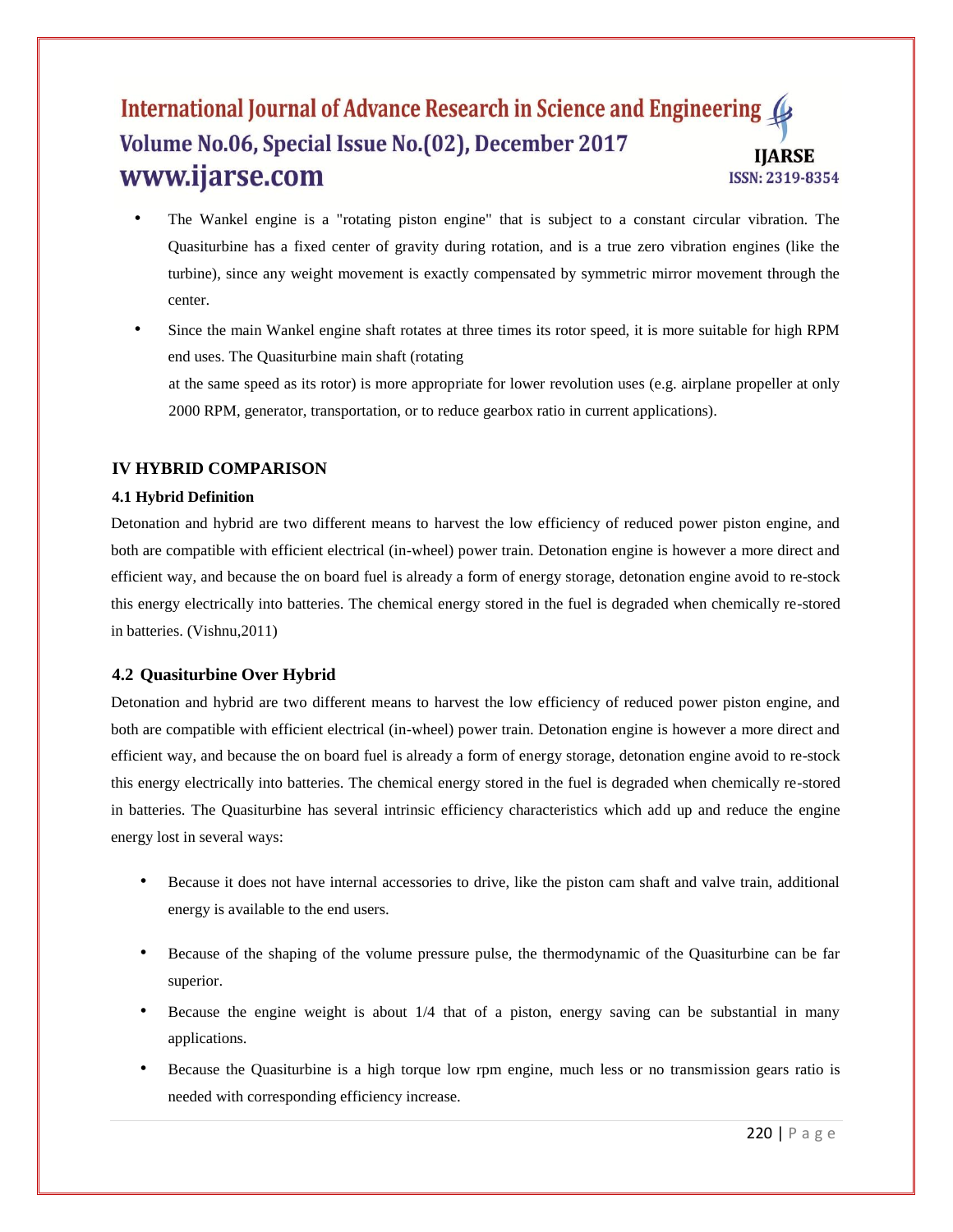- The Wankel engine is a "rotating piston engine" that is subject to a constant circular vibration. The Quasiturbine has a fixed center of gravity during rotation, and is a true zero vibration engines (like the turbine), since any weight movement is exactly compensated by symmetric mirror movement through the center.
- Since the main Wankel engine shaft rotates at three times its rotor speed, it is more suitable for high RPM end uses. The Quasiturbine main shaft (rotating at the same speed as its rotor) is more appropriate for lower revolution uses (e.g. airplane propeller at only 2000 RPM, generator, transportation, or to reduce gearbox ratio in current applications).

## IV HYBRID COMPARISON

### 4.1 Hybrid Definition

Detonation and hybrid are two different means to harvest the low efficiency of reduced power piston engine, and both are compatible with efficient electrical (in-wheel) power train. Detonation engine is however a more direct and efficient way, and because the on board fuel is already a form of energy storage, detonation engine avoid to re-stock this energy electrically into batteries. The chemical energy stored in the fuel is degraded when chemically re-stored in batteries. (Vishnu,2011)

### 4.2 Quasiturbine Over Hybrid

Detonation and hybrid are two different means to harvest the low efficiency of reduced power piston engine, and both are compatible with efficient electrical (in-wheel) power train. Detonation engine is however a more direct and efficient way, and because the on board fuel is already a form of energy storage, detonation engine avoid to re-stock this energy electrically into batteries. The chemical energy stored in the fuel is degraded when chemically re-stored in batteries. The Quasiturbine has several intrinsic efficiency characteristics which add up and reduce the engine energy lost in several ways:

- Because it does not have internal accessories to drive, like the piston cam shaft and valve train, additional energy is available to the end users.
- Because of the shaping of the volume pressure pulse, the thermodynamic of the Quasiturbine can be far superior.
- Because the engine weight is about 1/4 that of a piston, energy saving can be substantial in many applications.
- Because the Quasiturbine is a high torque low rpm engine, much less or no transmission gears ratio is needed with corresponding efficiency increase.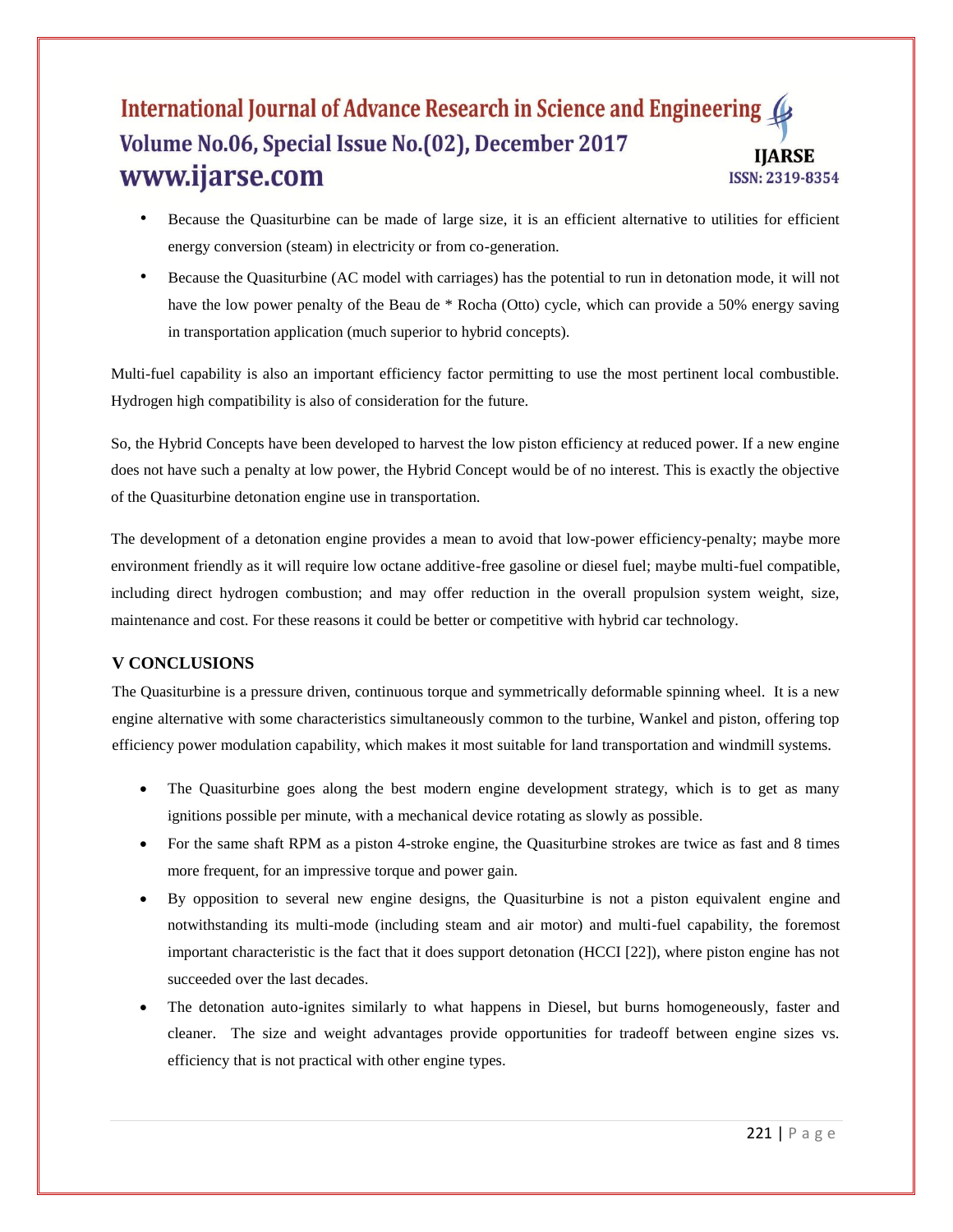- Because the Quasiturbine can be made of large size, it is an efficient alternative to utilities for efficient energy conversion (steam) in electricity or from co-generation.
- Because the Quasiturbine (AC model with carriages) has the potential to run in detonation mode, it will not have the low power penalty of the Beau de * Rocha (Otto) cycle, which can provide a 50% energy saving in transportation application (much superior to hybrid concepts).

Multi-fuel capability is also an important efficiency factor permitting to use the most pertinent local combustible. Hydrogen high compatibility is also of consideration for the future.

So, the Hybrid Concepts have been developed to harvest the low piston efficiency at reduced power. If a new engine does not have such a penalty at low power, the Hybrid Concept would be of no interest. This is exactly the objective of the Quasiturbine detonation engine use in transportation.

The development of a detonation engine provides a mean to avoid that low-power efficiency-penalty; maybe more environment friendly as it will require low octane additive-free gasoline or diesel fuel; maybe multi-fuel compatible, including direct hydrogen combustion; and may offer reduction in the overall propulsion system weight, size, maintenance and cost. For these reasons it could be better or competitive with hybrid car technology.

## V CONCLUSIONS

The Quasiturbine is a pressure driven, continuous torque and symmetrically deformable spinning wheel. It is a new engine alternative with some characteristics simultaneously common to the turbine, Wankel and piston, offering top efficiency power modulation capability, which makes it most suitable for land transportation and windmill systems.

- The Quasiturbine goes along the best modern engine development strategy, which is to get as many ignitions possible per minute, with a mechanical device rotating as slowly as possible.
- For the same shaft RPM as a piston 4-stroke engine, the Quasiturbine strokes are twice as fast and 8 times more frequent, for an impressive torque and power gain.
- By opposition to several new engine designs, the Quasiturbine is not a piston equivalent engine and notwithstanding its multi-mode (including steam and air motor) and multi-fuel capability, the foremost important characteristic is the fact that it does support detonation (HCCI [22]), where piston engine has not succeeded over the last decades.
- The detonation auto-ignites similarly to what happens in Diesel, but burns homogeneously, faster and cleaner. The size and weight advantages provide opportunities for tradeoff between engine sizes vs. efficiency that is not practical with other engine types.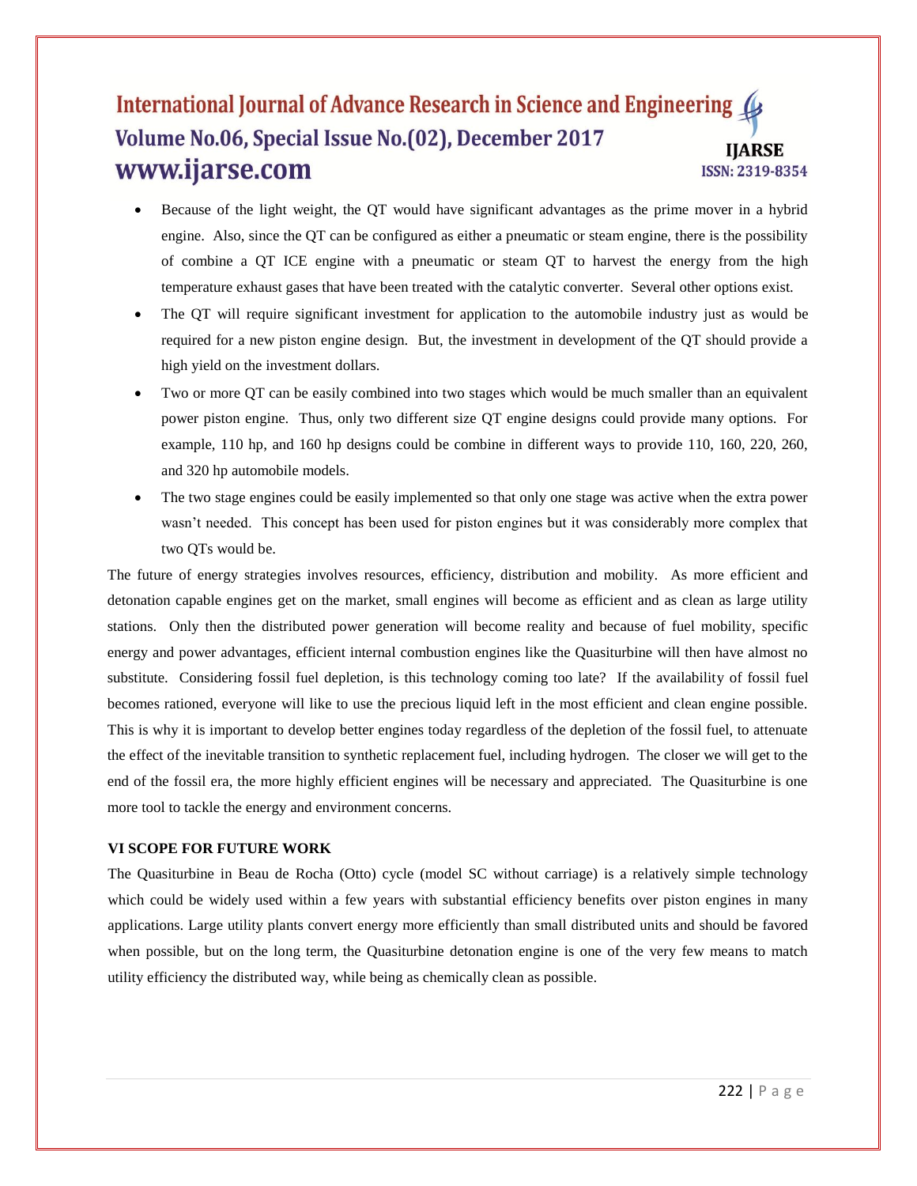- Because of the light weight, the QT would have significant advantages as the prime mover in a hybrid engine. Also, since the QT can be configured as either a pneumatic or steam engine, there is the possibility of combine a QT ICE engine with a pneumatic or steam QT to harvest the energy from the high temperature exhaust gases that have been treated with the catalytic converter. Several other options exist.
- The QT will require significant investment for application to the automobile industry just as would be required for a new piston engine design. But, the investment in development of the QT should provide a high yield on the investment dollars.
- Two or more QT can be easily combined into two stages which would be much smaller than an equivalent power piston engine. Thus, only two different size QT engine designs could provide many options. For example, 110 hp, and 160 hp designs could be combine in different ways to provide 110, 160, 220, 260, and 320 hp automobile models.
- The two stage engines could be easily implemented so that only one stage was active when the extra power wasn't needed. This concept has been used for piston engines but it was considerably more complex that two QTs would be.

The future of energy strategies involves resources, efficiency, distribution and mobility. As more efficient and detonation capable engines get on the market, small engines will become as efficient and as clean as large utility stations. Only then the distributed power generation will become reality and because of fuel mobility, specific energy and power advantages, efficient internal combustion engines like the Quasiturbine will then have almost no substitute. Considering fossil fuel depletion, is this technology coming too late? If the availability of fossil fuel becomes rationed, everyone will like to use the precious liquid left in the most efficient and clean engine possible. This is why it is important to develop better engines today regardless of the depletion of the fossil fuel, to attenuate the effect of the inevitable transition to synthetic replacement fuel, including hydrogen. The closer we will get to the end of the fossil era, the more highly efficient engines will be necessary and appreciated. The Quasiturbine is one more tool to tackle the energy and environment concerns.

## VI SCOPE FOR FUTURE WORK

The Quasiturbine in Beau de Rocha (Otto) cycle (model SC without carriage) is a relatively simple technology which could be widely used within a few years with substantial efficiency benefits over piston engines in many applications. Large utility plants convert energy more efficiently than small distributed units and should be favored when possible, but on the long term, the Quasiturbine detonation engine is one of the very few means to match utility efficiency the distributed way, while being as chemically clean as possible.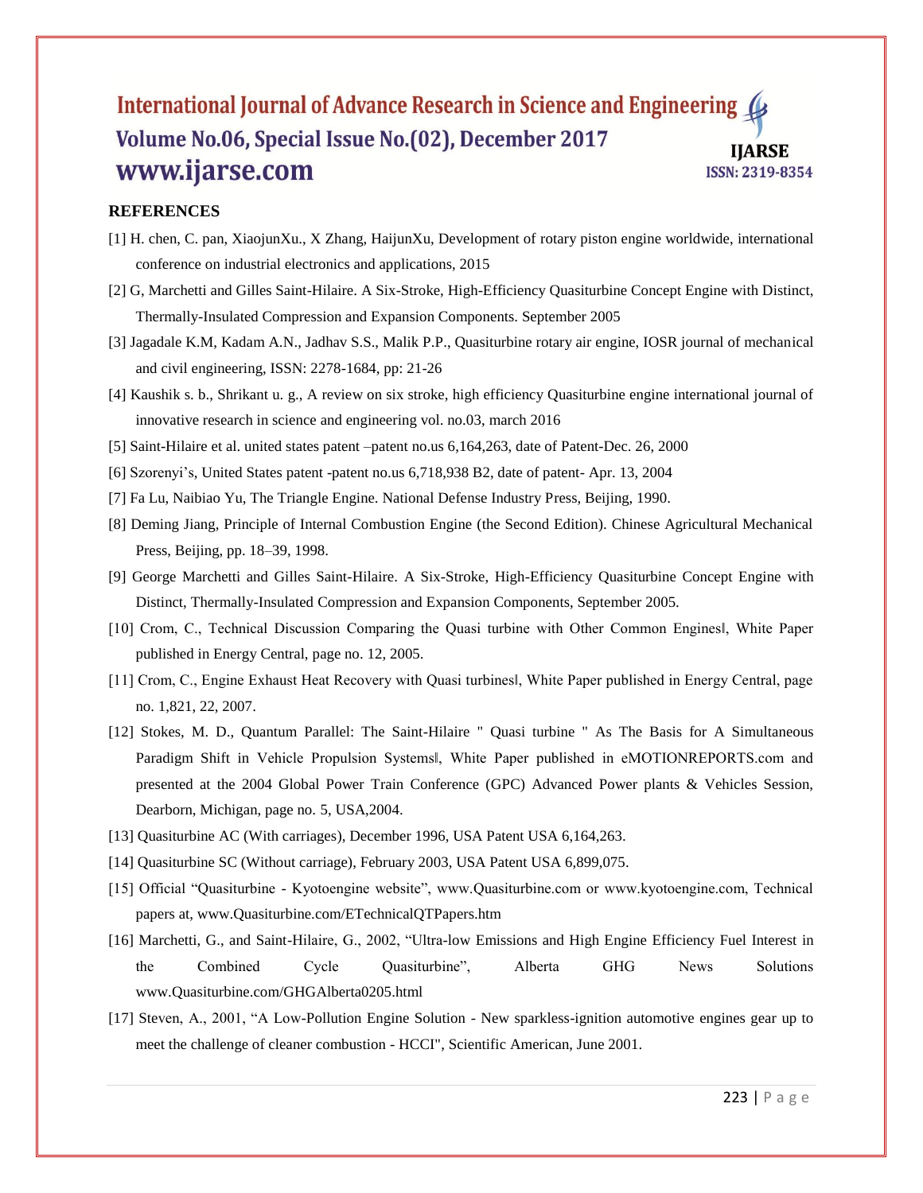## REFERENCES

[1] H. chen, C. pan, XiaojunXu., X Zhang, HaijunXu, Development of rotary piston engine worldwide, international conference on industrial electronics and applications, 2015

[2] G, Marchetti and Gilles Saint-Hilaire. A Six-Stroke, High-Efficiency Quasiturbine Concept Engine with Distinct, Thermally-Insulated Compression and Expansion Components. September 2005

[3] Jagadale K.M, Kadam A.N., Jadhav S.S., Malik P.P., Quasiturbine rotary air engine, IOSR journal of mechanical and civil engineering, ISSN: 2278-1684, pp: 21-26

[4] Kaushik s. b., Shrikant u. g., A review on six stroke, high efficiency Quasiturbine engine international journal of innovative research in science and engineering vol. no.03, march 2016

[5] Saint-Hilaire et al. united states patent –patent no.us 6,164,263, date of Patent-Dec. 26, 2000

[6] Szorenyi's, United States patent -patent no.us 6,718,938 B2, date of patent- Apr. 13, 2004

[7] Fa Lu, Naibiao Yu, The Triangle Engine. National Defense Industry Press, Beijing, 1990.

[8] Deming Jiang, Principle of Internal Combustion Engine (the Second Edition). Chinese Agricultural Mechanical Press, Beijing, pp. 18–39, 1998.

[9] George Marchetti and Gilles Saint-Hilaire. A Six-Stroke, High-Efficiency Quasiturbine Concept Engine with Distinct, Thermally-Insulated Compression and Expansion Components, September 2005.

[10] Crom, C., Technical Discussion Comparing the Quasi turbine with Other Common Engines‖, White Paper published in Energy Central, page no. 12, 2005.

[11] Crom, C., Engine Exhaust Heat Recovery with Quasi turbines‖, White Paper published in Energy Central, page no. 1,821, 22, 2007.

[12] Stokes, M. D., Quantum Parallel: The Saint-Hilaire " Quasi turbine " As The Basis for A Simultaneous Paradigm Shift in Vehicle Propulsion Systems‖, White Paper published in eMOTIONREPORTS.com and presented at the 2004 Global Power Train Conference (GPC) Advanced Power plants & Vehicles Session, Dearborn, Michigan, page no. 5, USA,2004.

[13] Quasiturbine AC (With carriages), December 1996, USA Patent USA 6,164,263.

[14] Quasiturbine SC (Without carriage), February 2003, USA Patent USA 6,899,075.

[15] Official "Quasiturbine - Kyotoengine website", www.Quasiturbine.com or www.kyotoengine.com, Technical papers at, www.Quasiturbine.com/ETechnicalQTPapers.htm

[16] Marchetti, G., and Saint-Hilaire, G., 2002, "Ultra-low Emissions and High Engine Efficiency Fuel Interest in the Combined Cycle Quasiturbine", Alberta GHG News Solutions www.Quasiturbine.com/GHGAlberta0205.html

[17] Steven, A., 2001, "A Low-Pollution Engine Solution - New sparkless-ignition automotive engines gear up to meet the challenge of cleaner combustion - HCCI", Scientific American, June 2001.